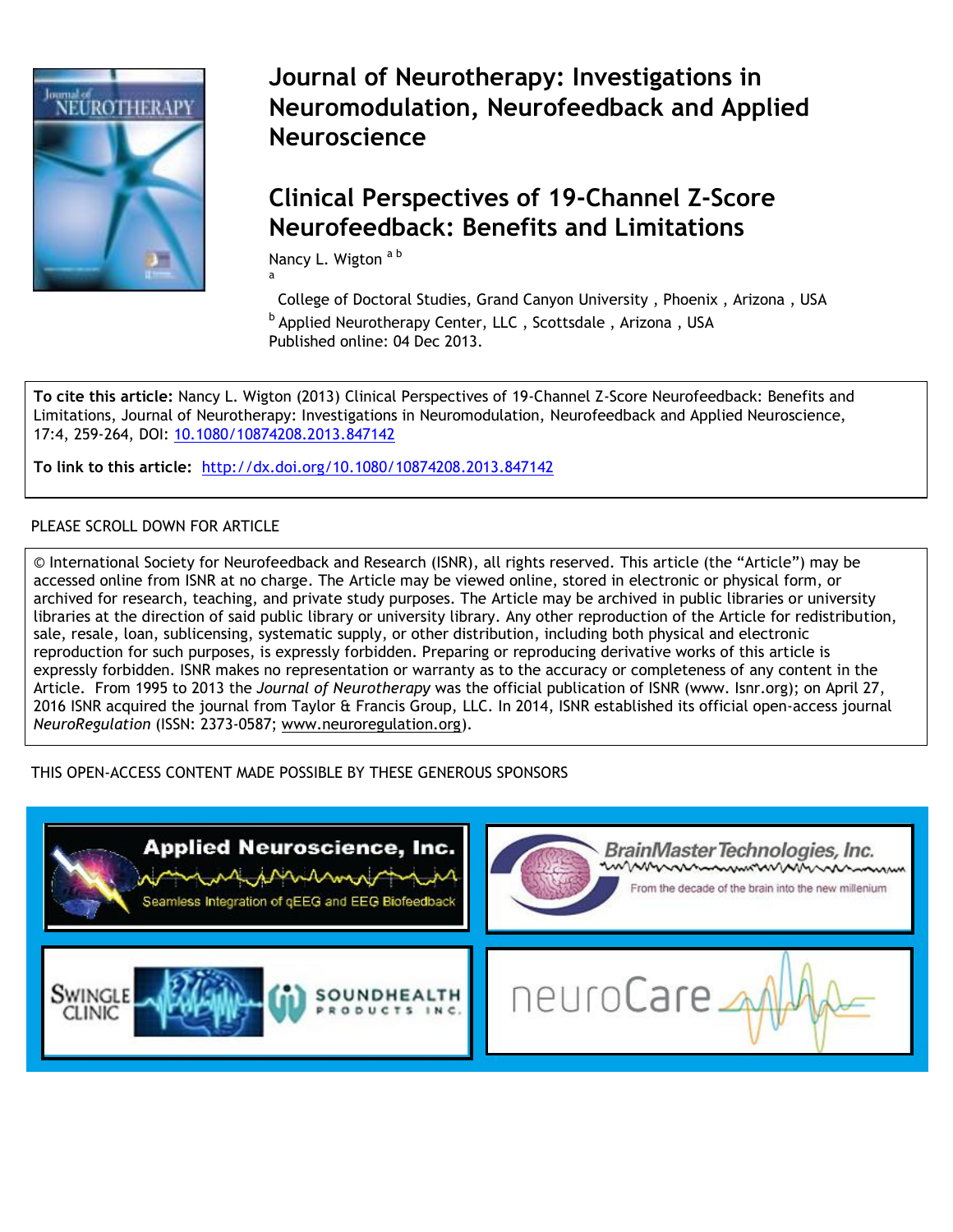# Journal of Neurotherapy: Investigations in Neuromodulation, Neurofeedback and Applied Neuroscience

## Clinical Perspectives of 19-Channel Z-Score Neurofeedback: Benefits and Limitations

Nancy L. Wigton [a b]

[a] College of Doctoral Studies, Grand Canyon University , Phoenix , Arizona , USA

[b] Applied Neurotherapy Center, LLC , Scottsdale , Arizona , USA

Published online: 04 Dec 2013.

**To cite this article:** Nancy L. Wigton (2013) Clinical Perspectives of 19-Channel Z-Score Neurofeedback: Benefits and Limitations, Journal of Neurotherapy: Investigations in Neuromodulation, Neurofeedback and Applied Neuroscience, 17:4, 259-264, DOI: 10.1080/10874208.2013.847142

**To link to this article:** http://dx.doi.org/10.1080/10874208.2013.847142

PLEASE SCROLL DOWN FOR ARTICLE

© International Society for Neurofeedback and Research (ISNR), all rights reserved. This article (the "Article") may be accessed online from ISNR at no charge. The Article may be viewed online, stored in electronic or physical form, or archived for research, teaching, and private study purposes. The Article may be archived in public libraries or university libraries at the direction of said public library or university library. Any other reproduction of the Article for redistribution, sale, resale, loan, sublicensing, systematic supply, or other distribution, including both physical and electronic reproduction for such purposes, is expressly forbidden. Preparing or reproducing derivative works of this article is expressly forbidden. ISNR makes no representation or warranty as to the accuracy or completeness of any content in the Article. From 1995 to 2013 the *Journal of Neurotherapy* was the official publication of ISNR (www. Isnr.org); on April 27, 2016 ISNR acquired the journal from Taylor & Francis Group, LLC. In 2014, ISNR established its official open-access journal *NeuroRegulation* (ISSN: 2373-0587; www.neuroregulation.org).

THIS OPEN-ACCESS CONTENT MADE POSSIBLE BY THESE GENEROUS SPONSORS

Applied Neuroscience, Inc. — Seamless Integration of qEEG and EEG Biofeedback

BrainMaster Technologies, Inc. — From the decade of the brain into the new millenium

Swingle Clinic — SoundHealth Products Inc.

neuroCare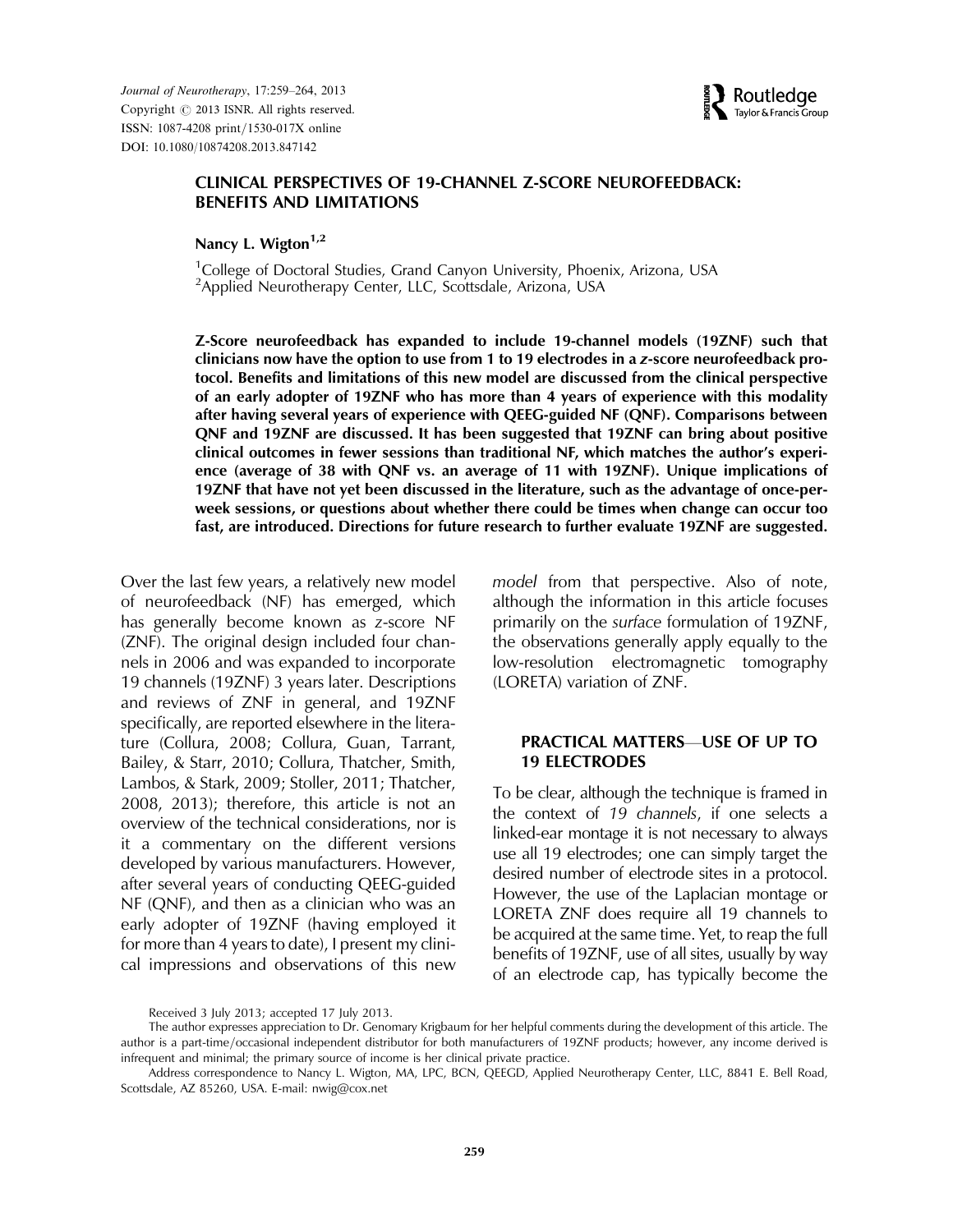# CLINICAL PERSPECTIVES OF 19-CHANNEL Z-SCORE NEUROFEEDBACK: BENEFITS AND LIMITATIONS

**Nancy L. Wigton[1,2]**

[1]College of Doctoral Studies, Grand Canyon University, Phoenix, Arizona, USA
[2]Applied Neurotherapy Center, LLC, Scottsdale, Arizona, USA

**Z-Score neurofeedback has expanded to include 19-channel models (19ZNF) such that clinicians now have the option to use from 1 to 19 electrodes in a *z*-score neurofeedback protocol. Benefits and limitations of this new model are discussed from the clinical perspective of an early adopter of 19ZNF who has more than 4 years of experience with this modality after having several years of experience with QEEG-guided NF (QNF). Comparisons between QNF and 19ZNF are discussed. It has been suggested that 19ZNF can bring about positive clinical outcomes in fewer sessions than traditional NF, which matches the author's experience (average of 38 with QNF vs. an average of 11 with 19ZNF). Unique implications of 19ZNF that have not yet been discussed in the literature, such as the advantage of once-per-week sessions, or questions about whether there could be times when change can occur too fast, are introduced. Directions for future research to further evaluate 19ZNF are suggested.**

Over the last few years, a relatively new model of neurofeedback (NF) has emerged, which has generally become known as *z*-score NF (ZNF). The original design included four channels in 2006 and was expanded to incorporate 19 channels (19ZNF) 3 years later. Descriptions and reviews of ZNF in general, and 19ZNF specifically, are reported elsewhere in the literature (Collura, 2008; Collura, Guan, Tarrant, Bailey, & Starr, 2010; Collura, Thatcher, Smith, Lambos, & Stark, 2009; Stoller, 2011; Thatcher, 2008, 2013); therefore, this article is not an overview of the technical considerations, nor is it a commentary on the different versions developed by various manufacturers. However, after several years of conducting QEEG-guided NF (QNF), and then as a clinician who was an early adopter of 19ZNF (having employed it for more than 4 years to date), I present my clinical impressions and observations of this new *model* from that perspective. Also of note, although the information in this article focuses primarily on the *surface* formulation of 19ZNF, the observations generally apply equally to the low-resolution electromagnetic tomography (LORETA) variation of ZNF.

## PRACTICAL MATTERS—USE OF UP TO 19 ELECTRODES

To be clear, although the technique is framed in the context of *19 channels*, if one selects a linked-ear montage it is not necessary to always use all 19 electrodes; one can simply target the desired number of electrode sites in a protocol. However, the use of the Laplacian montage or LORETA ZNF does require all 19 channels to be acquired at the same time. Yet, to reap the full benefits of 19ZNF, use of all sites, usually by way of an electrode cap, has typically become the

Received 3 July 2013; accepted 17 July 2013.

The author expresses appreciation to Dr. Genomary Krigbaum for her helpful comments during the development of this article. The author is a part-time/occasional independent distributor for both manufacturers of 19ZNF products; however, any income derived is infrequent and minimal; the primary source of income is her clinical private practice.

Address correspondence to Nancy L. Wigton, MA, LPC, BCN, QEEGD, Applied Neurotherapy Center, LLC, 8841 E. Bell Road, Scottsdale, AZ 85260, USA. E-mail: nwig@cox.net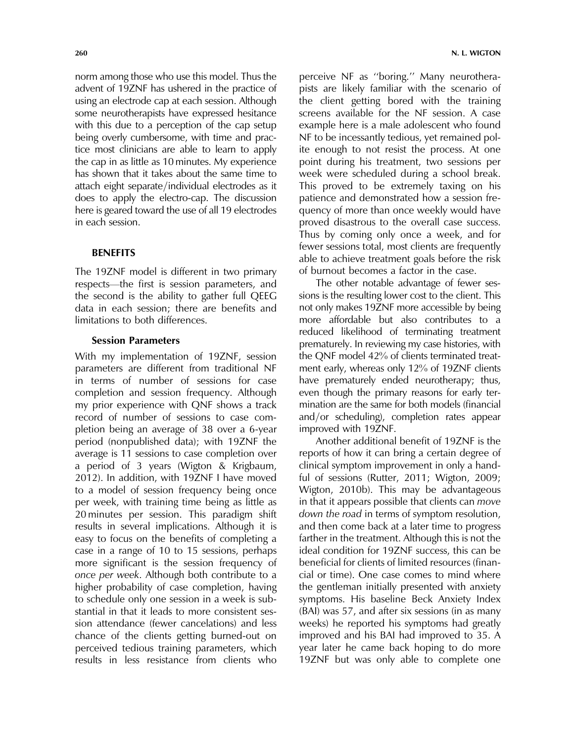norm among those who use this model. Thus the advent of 19ZNF has ushered in the practice of using an electrode cap at each session. Although some neurotherapists have expressed hesitance with this due to a perception of the cap setup being overly cumbersome, with time and practice most clinicians are able to learn to apply the cap in as little as 10 minutes. My experience has shown that it takes about the same time to attach eight separate/individual electrodes as it does to apply the electro-cap. The discussion here is geared toward the use of all 19 electrodes in each session.

## BENEFITS

The 19ZNF model is different in two primary respects—the first is session parameters, and the second is the ability to gather full QEEG data in each session; there are benefits and limitations to both differences.

### Session Parameters

With my implementation of 19ZNF, session parameters are different from traditional NF in terms of number of sessions for case completion and session frequency. Although my prior experience with QNF shows a track record of number of sessions to case completion being an average of 38 over a 6-year period (nonpublished data); with 19ZNF the average is 11 sessions to case completion over a period of 3 years (Wigton & Krigbaum, 2012). In addition, with 19ZNF I have moved to a model of session frequency being once per week, with training time being as little as 20 minutes per session. This paradigm shift results in several implications. Although it is easy to focus on the benefits of completing a case in a range of 10 to 15 sessions, perhaps more significant is the session frequency of *once per week*. Although both contribute to a higher probability of case completion, having to schedule only one session in a week is substantial in that it leads to more consistent session attendance (fewer cancelations) and less chance of the clients getting burned-out on perceived tedious training parameters, which results in less resistance from clients who perceive NF as "boring." Many neurotherapists are likely familiar with the scenario of the client getting bored with the training screens available for the NF session. A case example here is a male adolescent who found NF to be incessantly tedious, yet remained polite enough to not resist the process. At one point during his treatment, two sessions per week were scheduled during a school break. This proved to be extremely taxing on his patience and demonstrated how a session frequency of more than once weekly would have proved disastrous to the overall case success. Thus by coming only once a week, and for fewer sessions total, most clients are frequently able to achieve treatment goals before the risk of burnout becomes a factor in the case.

The other notable advantage of fewer sessions is the resulting lower cost to the client. This not only makes 19ZNF more accessible by being more affordable but also contributes to a reduced likelihood of terminating treatment prematurely. In reviewing my case histories, with the QNF model 42% of clients terminated treatment early, whereas only 12% of 19ZNF clients have prematurely ended neurotherapy; thus, even though the primary reasons for early termination are the same for both models (financial and/or scheduling), completion rates appear improved with 19ZNF.

Another additional benefit of 19ZNF is the reports of how it can bring a certain degree of clinical symptom improvement in only a handful of sessions (Rutter, 2011; Wigton, 2009; Wigton, 2010b). This may be advantageous in that it appears possible that clients can *move down the road* in terms of symptom resolution, and then come back at a later time to progress farther in the treatment. Although this is not the ideal condition for 19ZNF success, this can be beneficial for clients of limited resources (financial or time). One case comes to mind where the gentleman initially presented with anxiety symptoms. His baseline Beck Anxiety Index (BAI) was 57, and after six sessions (in as many weeks) he reported his symptoms had greatly improved and his BAI had improved to 35. A year later he came back hoping to do more 19ZNF but was only able to complete one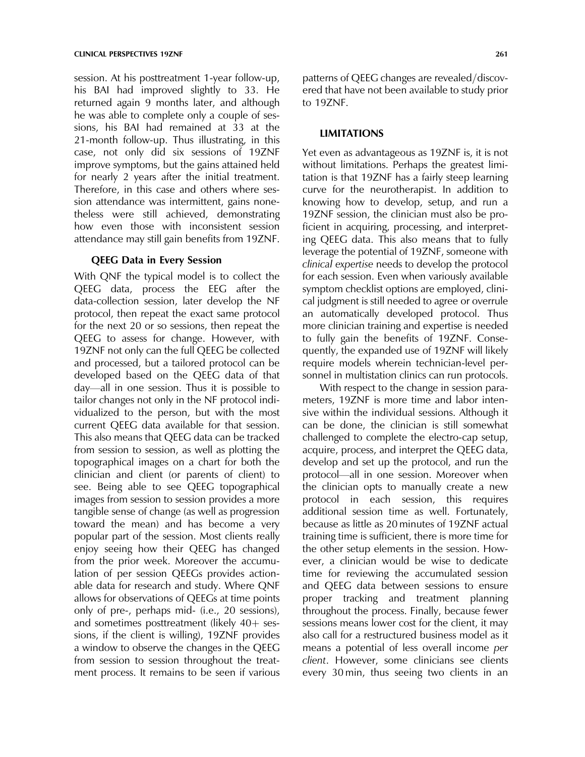session. At his posttreatment 1-year follow-up, his BAI had improved slightly to 33. He returned again 9 months later, and although he was able to complete only a couple of sessions, his BAI had remained at 33 at the 21-month follow-up. Thus illustrating, in this case, not only did six sessions of 19ZNF improve symptoms, but the gains attained held for nearly 2 years after the initial treatment. Therefore, in this case and others where session attendance was intermittent, gains nonetheless were still achieved, demonstrating how even those with inconsistent session attendance may still gain benefits from 19ZNF.

### QEEG Data in Every Session

With QNF the typical model is to collect the QEEG data, process the EEG after the data-collection session, later develop the NF protocol, then repeat the exact same protocol for the next 20 or so sessions, then repeat the QEEG to assess for change. However, with 19ZNF not only can the full QEEG be collected and processed, but a tailored protocol can be developed based on the QEEG data of that day—all in one session. Thus it is possible to tailor changes not only in the NF protocol individualized to the person, but with the most current QEEG data available for that session. This also means that QEEG data can be tracked from session to session, as well as plotting the topographical images on a chart for both the clinician and client (or parents of client) to see. Being able to see QEEG topographical images from session to session provides a more tangible sense of change (as well as progression toward the mean) and has become a very popular part of the session. Most clients really enjoy seeing how their QEEG has changed from the prior week. Moreover the accumulation of per session QEEGs provides actionable data for research and study. Where QNF allows for observations of QEEGs at time points only of pre-, perhaps mid- (i.e., 20 sessions), and sometimes posttreatment (likely 40+ sessions, if the client is willing), 19ZNF provides a window to observe the changes in the QEEG from session to session throughout the treatment process. It remains to be seen if various patterns of QEEG changes are revealed/discovered that have not been available to study prior to 19ZNF.

## LIMITATIONS

Yet even as advantageous as 19ZNF is, it is not without limitations. Perhaps the greatest limitation is that 19ZNF has a fairly steep learning curve for the neurotherapist. In addition to knowing how to develop, setup, and run a 19ZNF session, the clinician must also be proficient in acquiring, processing, and interpreting QEEG data. This also means that to fully leverage the potential of 19ZNF, someone with *clinical expertise* needs to develop the protocol for each session. Even when variously available symptom checklist options are employed, clinical judgment is still needed to agree or overrule an automatically developed protocol. Thus more clinician training and expertise is needed to fully gain the benefits of 19ZNF. Consequently, the expanded use of 19ZNF will likely require models wherein technician-level personnel in multistation clinics can run protocols.

With respect to the change in session parameters, 19ZNF is more time and labor intensive within the individual sessions. Although it can be done, the clinician is still somewhat challenged to complete the electro-cap setup, acquire, process, and interpret the QEEG data, develop and set up the protocol, and run the protocol—all in one session. Moreover when the clinician opts to manually create a new protocol in each session, this requires additional session time as well. Fortunately, because as little as 20 minutes of 19ZNF actual training time is sufficient, there is more time for the other setup elements in the session. However, a clinician would be wise to dedicate time for reviewing the accumulated session and QEEG data between sessions to ensure proper tracking and treatment planning throughout the process. Finally, because fewer sessions means lower cost for the client, it may also call for a restructured business model as it means a potential of less overall income *per client*. However, some clinicians see clients every 30 min, thus seeing two clients in an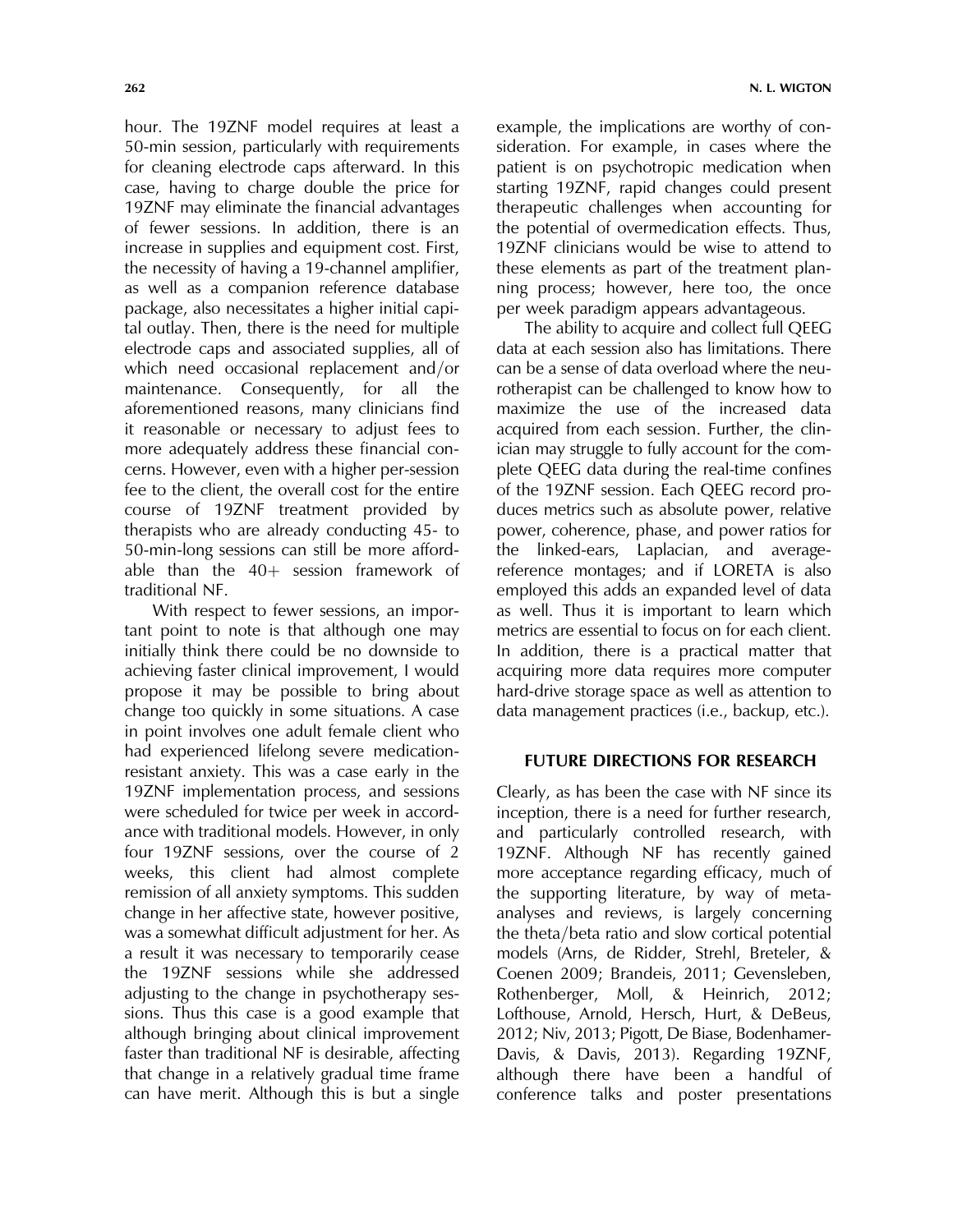hour. The 19ZNF model requires at least a 50-min session, particularly with requirements for cleaning electrode caps afterward. In this case, having to charge double the price for 19ZNF may eliminate the financial advantages of fewer sessions. In addition, there is an increase in supplies and equipment cost. First, the necessity of having a 19-channel amplifier, as well as a companion reference database package, also necessitates a higher initial capital outlay. Then, there is the need for multiple electrode caps and associated supplies, all of which need occasional replacement and/or maintenance. Consequently, for all the aforementioned reasons, many clinicians find it reasonable or necessary to adjust fees to more adequately address these financial concerns. However, even with a higher per-session fee to the client, the overall cost for the entire course of 19ZNF treatment provided by therapists who are already conducting 45- to 50-min-long sessions can still be more affordable than the 40+ session framework of traditional NF.

With respect to fewer sessions, an important point to note is that although one may initially think there could be no downside to achieving faster clinical improvement, I would propose it may be possible to bring about change too quickly in some situations. A case in point involves one adult female client who had experienced lifelong severe medication-resistant anxiety. This was a case early in the 19ZNF implementation process, and sessions were scheduled for twice per week in accordance with traditional models. However, in only four 19ZNF sessions, over the course of 2 weeks, this client had almost complete remission of all anxiety symptoms. This sudden change in her affective state, however positive, was a somewhat difficult adjustment for her. As a result it was necessary to temporarily cease the 19ZNF sessions while she addressed adjusting to the change in psychotherapy sessions. Thus this case is a good example that although bringing about clinical improvement faster than traditional NF is desirable, affecting that change in a relatively gradual time frame can have merit. Although this is but a single example, the implications are worthy of consideration. For example, in cases where the patient is on psychotropic medication when starting 19ZNF, rapid changes could present therapeutic challenges when accounting for the potential of overmedication effects. Thus, 19ZNF clinicians would be wise to attend to these elements as part of the treatment planning process; however, here too, the once per week paradigm appears advantageous.

The ability to acquire and collect full QEEG data at each session also has limitations. There can be a sense of data overload where the neurotherapist can be challenged to know how to maximize the use of the increased data acquired from each session. Further, the clinician may struggle to fully account for the complete QEEG data during the real-time confines of the 19ZNF session. Each QEEG record produces metrics such as absolute power, relative power, coherence, phase, and power ratios for the linked-ears, Laplacian, and average-reference montages; and if LORETA is also employed this adds an expanded level of data as well. Thus it is important to learn which metrics are essential to focus on for each client. In addition, there is a practical matter that acquiring more data requires more computer hard-drive storage space as well as attention to data management practices (i.e., backup, etc.).

## FUTURE DIRECTIONS FOR RESEARCH

Clearly, as has been the case with NF since its inception, there is a need for further research, and particularly controlled research, with 19ZNF. Although NF has recently gained more acceptance regarding efficacy, much of the supporting literature, by way of meta-analyses and reviews, is largely concerning the theta/beta ratio and slow cortical potential models (Arns, de Ridder, Strehl, Breteler, & Coenen 2009; Brandeis, 2011; Gevensleben, Rothenberger, Moll, & Heinrich, 2012; Lofthouse, Arnold, Hersch, Hurt, & DeBeus, 2012; Niv, 2013; Pigott, De Biase, Bodenhamer-Davis, & Davis, 2013). Regarding 19ZNF, although there have been a handful of conference talks and poster presentations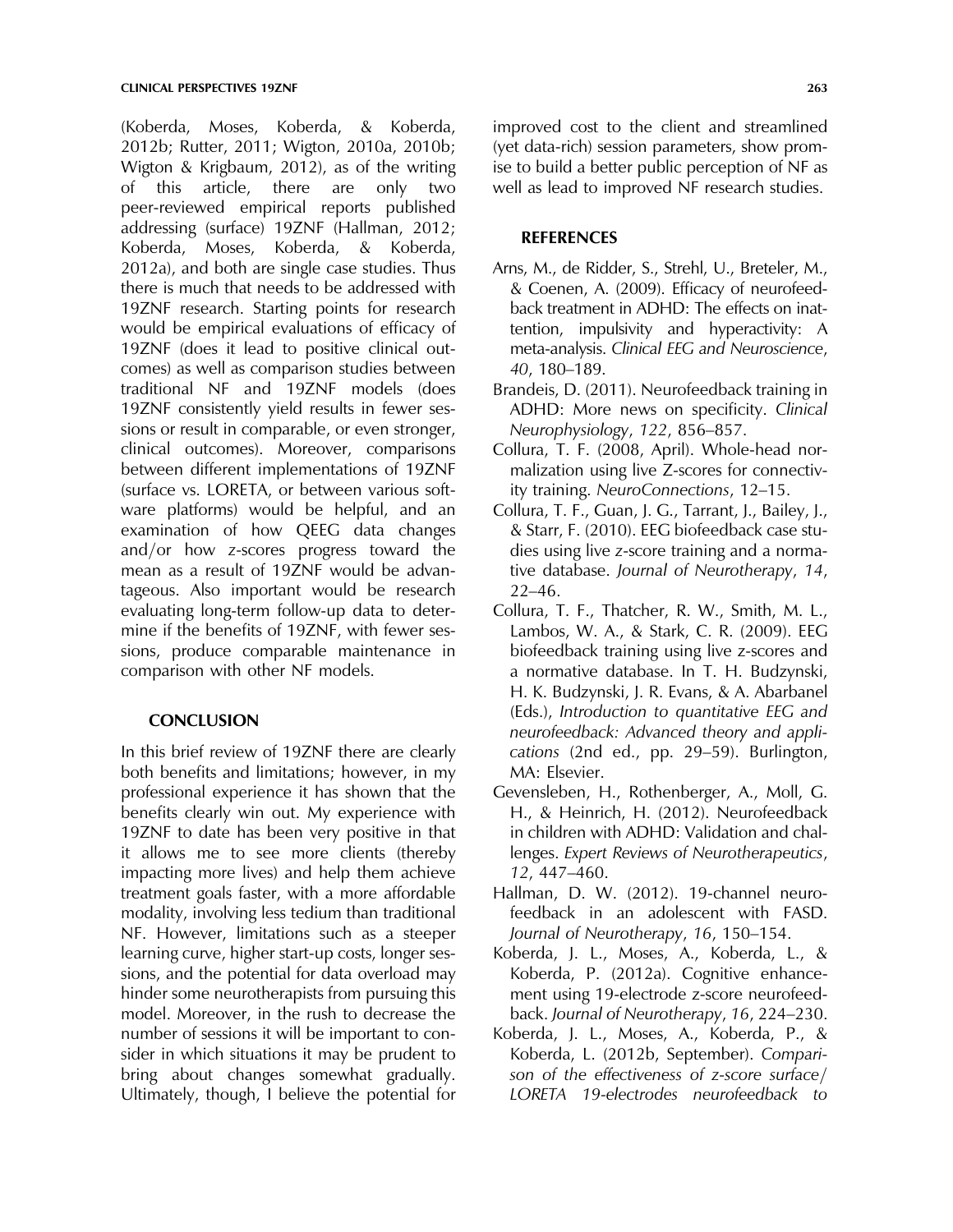(Koberda, Moses, Koberda, & Koberda, 2012b; Rutter, 2011; Wigton, 2010a, 2010b; Wigton & Krigbaum, 2012), as of the writing of this article, there are only two peer-reviewed empirical reports published addressing (surface) 19ZNF (Hallman, 2012; Koberda, Moses, Koberda, & Koberda, 2012a), and both are single case studies. Thus there is much that needs to be addressed with 19ZNF research. Starting points for research would be empirical evaluations of efficacy of 19ZNF (does it lead to positive clinical outcomes) as well as comparison studies between traditional NF and 19ZNF models (does 19ZNF consistently yield results in fewer sessions or result in comparable, or even stronger, clinical outcomes). Moreover, comparisons between different implementations of 19ZNF (surface vs. LORETA, or between various software platforms) would be helpful, and an examination of how QEEG data changes and/or how *z*-scores progress toward the mean as a result of 19ZNF would be advantageous. Also important would be research evaluating long-term follow-up data to determine if the benefits of 19ZNF, with fewer sessions, produce comparable maintenance in comparison with other NF models.

## CONCLUSION

In this brief review of 19ZNF there are clearly both benefits and limitations; however, in my professional experience it has shown that the benefits clearly win out. My experience with 19ZNF to date has been very positive in that it allows me to see more clients (thereby impacting more lives) and help them achieve treatment goals faster, with a more affordable modality, involving less tedium than traditional NF. However, limitations such as a steeper learning curve, higher start-up costs, longer sessions, and the potential for data overload may hinder some neurotherapists from pursuing this model. Moreover, in the rush to decrease the number of sessions it will be important to consider in which situations it may be prudent to bring about changes somewhat gradually. Ultimately, though, I believe the potential for improved cost to the client and streamlined (yet data-rich) session parameters, show promise to build a better public perception of NF as well as lead to improved NF research studies.

## REFERENCES

Arns, M., de Ridder, S., Strehl, U., Breteler, M., & Coenen, A. (2009). Efficacy of neurofeedback treatment in ADHD: The effects on inattention, impulsivity and hyperactivity: A meta-analysis. *Clinical EEG and Neuroscience*, *40*, 180–189.

Brandeis, D. (2011). Neurofeedback training in ADHD: More news on specificity. *Clinical Neurophysiology*, *122*, 856–857.

Collura, T. F. (2008, April). Whole-head normalization using live Z-scores for connectivity training. *NeuroConnections*, 12–15.

Collura, T. F., Guan, J. G., Tarrant, J., Bailey, J., & Starr, F. (2010). EEG biofeedback case studies using live *z*-score training and a normative database. *Journal of Neurotherapy*, *14*, 22–46.

Collura, T. F., Thatcher, R. W., Smith, M. L., Lambos, W. A., & Stark, C. R. (2009). EEG biofeedback training using live *z*-scores and a normative database. In T. H. Budzynski, H. K. Budzynski, J. R. Evans, & A. Abarbanel (Eds.), *Introduction to quantitative EEG and neurofeedback: Advanced theory and applications* (2nd ed., pp. 29–59). Burlington, MA: Elsevier.

Gevensleben, H., Rothenberger, A., Moll, G. H., & Heinrich, H. (2012). Neurofeedback in children with ADHD: Validation and challenges. *Expert Reviews of Neurotherapeutics*, *12*, 447–460.

Hallman, D. W. (2012). 19-channel neurofeedback in an adolescent with FASD. *Journal of Neurotherapy*, *16*, 150–154.

Koberda, J. L., Moses, A., Koberda, L., & Koberda, P. (2012a). Cognitive enhancement using 19-electrode z-score neurofeedback. *Journal of Neurotherapy*, *16*, 224–230.

Koberda, J. L., Moses, A., Koberda, P., & Koberda, L. (2012b, September). *Comparison of the effectiveness of z-score surface/LORETA 19-electrodes neurofeedback to*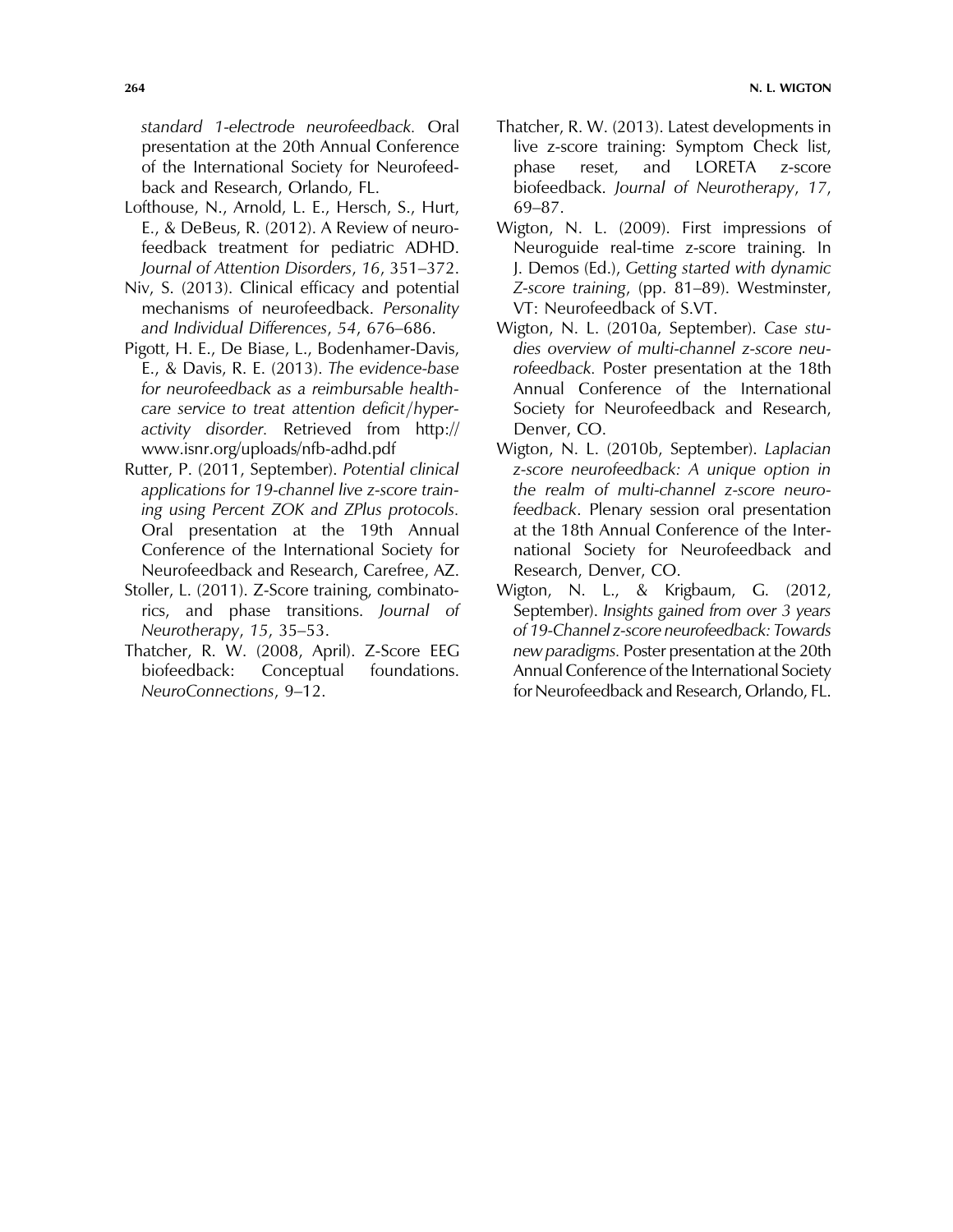*standard 1-electrode neurofeedback.* Oral presentation at the 20th Annual Conference of the International Society for Neurofeedback and Research, Orlando, FL.

Lofthouse, N., Arnold, L. E., Hersch, S., Hurt, E., & DeBeus, R. (2012). A Review of neurofeedback treatment for pediatric ADHD. *Journal of Attention Disorders*, *16*, 351–372.

Niv, S. (2013). Clinical efficacy and potential mechanisms of neurofeedback. *Personality and Individual Differences*, *54*, 676–686.

Pigott, H. E., De Biase, L., Bodenhamer-Davis, E., & Davis, R. E. (2013). *The evidence-base for neurofeedback as a reimbursable healthcare service to treat attention deficit/hyperactivity disorder.* Retrieved from http://www.isnr.org/uploads/nfb-adhd.pdf

Rutter, P. (2011, September). *Potential clinical applications for 19-channel live z-score training using Percent ZOK and ZPlus protocols.* Oral presentation at the 19th Annual Conference of the International Society for Neurofeedback and Research, Carefree, AZ.

Stoller, L. (2011). Z-Score training, combinatorics, and phase transitions. *Journal of Neurotherapy*, *15*, 35–53.

Thatcher, R. W. (2008, April). Z-Score EEG biofeedback: Conceptual foundations. *NeuroConnections*, 9–12.

Thatcher, R. W. (2013). Latest developments in live z-score training: Symptom Check list, phase reset, and LORETA z-score biofeedback. *Journal of Neurotherapy*, *17*, 69–87.

Wigton, N. L. (2009). First impressions of Neuroguide real-time z-score training. In J. Demos (Ed.), *Getting started with dynamic Z-score training*, (pp. 81–89). Westminster, VT: Neurofeedback of S.VT.

Wigton, N. L. (2010a, September). *Case studies overview of multi-channel z-score neurofeedback.* Poster presentation at the 18th Annual Conference of the International Society for Neurofeedback and Research, Denver, CO.

Wigton, N. L. (2010b, September). *Laplacian z-score neurofeedback: A unique option in the realm of multi-channel z-score neurofeedback*. Plenary session oral presentation at the 18th Annual Conference of the International Society for Neurofeedback and Research, Denver, CO.

Wigton, N. L., & Krigbaum, G. (2012, September). *Insights gained from over 3 years of 19-Channel z-score neurofeedback: Towards new paradigms.* Poster presentation at the 20th Annual Conference of the International Society for Neurofeedback and Research, Orlando, FL.